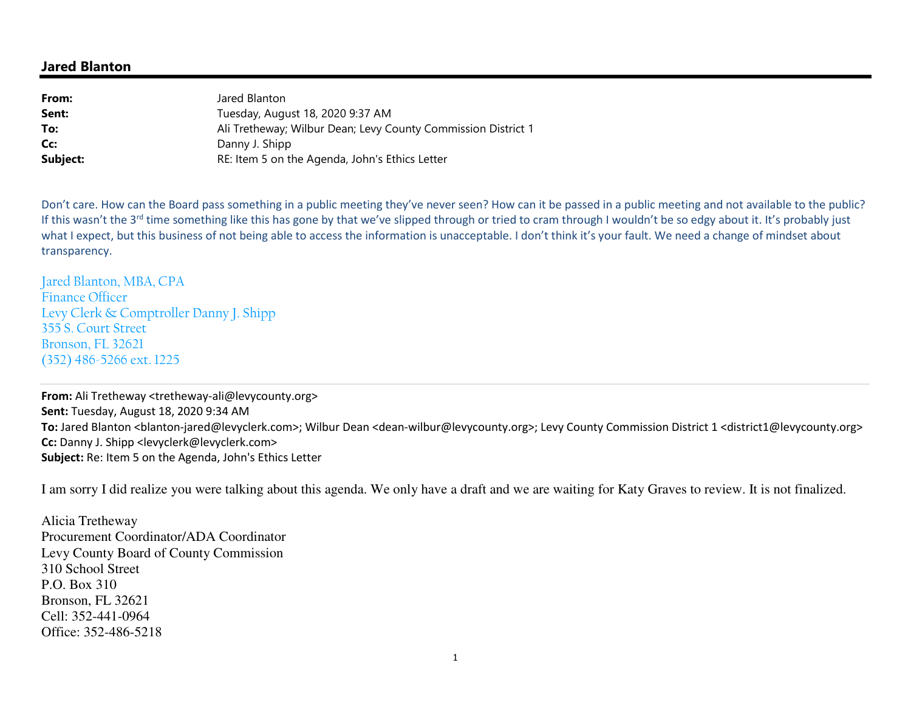## Jared Blanton

| | |
|---|---|
| **From:** | Jared Blanton |
| **Sent:** | Tuesday, August 18, 2020 9:37 AM |
| **To:** | Ali Tretheway; Wilbur Dean; Levy County Commission District 1 |
| **Cc:** | Danny J. Shipp |
| **Subject:** | RE: Item 5 on the Agenda, John's Ethics Letter |

Don't care. How can the Board pass something in a public meeting they've never seen? How can it be passed in a public meeting and not available to the public? If this wasn't the 3rd time something like this has gone by that we've slipped through or tried to cram through I wouldn't be so edgy about it. It's probably just what I expect, but this business of not being able to access the information is unacceptable. I don't think it's your fault. We need a change of mindset about transparency.

Jared Blanton, MBA, CPA
Finance Officer
Levy Clerk & Comptroller Danny J. Shipp
355 S. Court Street
Bronson, FL 32621
(352) 486-5266 ext. 1225

---

**From:** Ali Tretheway <tretheway-ali@levycounty.org>
**Sent:** Tuesday, August 18, 2020 9:34 AM
**To:** Jared Blanton <blanton-jared@levyclerk.com>; Wilbur Dean <dean-wilbur@levycounty.org>; Levy County Commission District 1 <district1@levycounty.org>
**Cc:** Danny J. Shipp <levyclerk@levyclerk.com>
**Subject:** Re: Item 5 on the Agenda, John's Ethics Letter

I am sorry I did realize you were talking about this agenda. We only have a draft and we are waiting for Katy Graves to review. It is not finalized.

Alicia Tretheway
Procurement Coordinator/ADA Coordinator
Levy County Board of County Commission
310 School Street
P.O. Box 310
Bronson, FL 32621
Cell: 352-441-0964
Office: 352-486-5218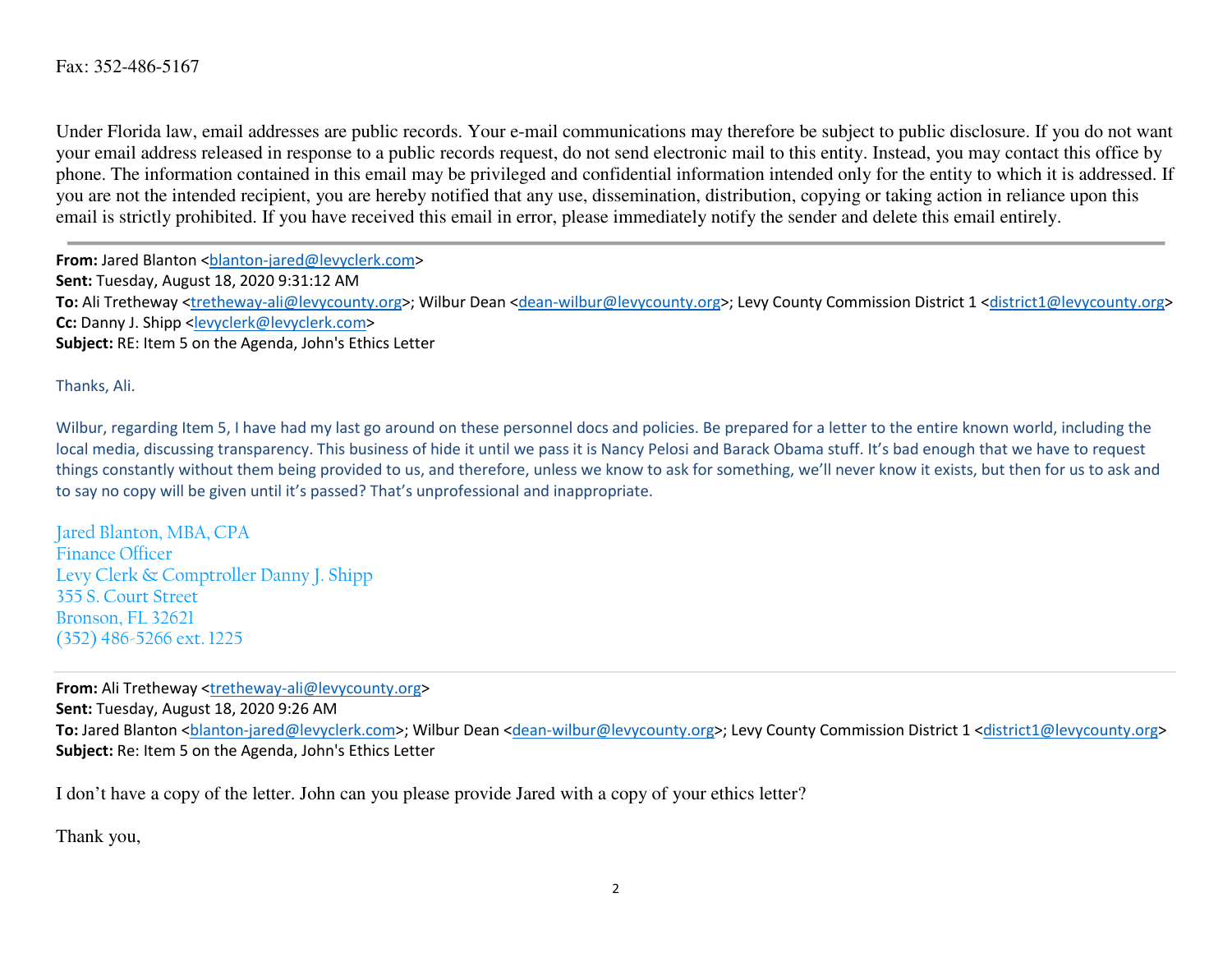Fax: 352-486-5167

Under Florida law, email addresses are public records. Your e-mail communications may therefore be subject to public disclosure. If you do not want your email address released in response to a public records request, do not send electronic mail to this entity. Instead, you may contact this office by phone. The information contained in this email may be privileged and confidential information intended only for the entity to which it is addressed. If you are not the intended recipient, you are hereby notified that any use, dissemination, distribution, copying or taking action in reliance upon this email is strictly prohibited. If you have received this email in error, please immediately notify the sender and delete this email entirely.

---

**From:** Jared Blanton <blanton-jared@levyclerk.com>
**Sent:** Tuesday, August 18, 2020 9:31:12 AM
**To:** Ali Tretheway <tretheway-ali@levycounty.org>; Wilbur Dean <dean-wilbur@levycounty.org>; Levy County Commission District 1 <district1@levycounty.org>
**Cc:** Danny J. Shipp <levyclerk@levyclerk.com>
**Subject:** RE: Item 5 on the Agenda, John's Ethics Letter

Thanks, Ali.

Wilbur, regarding Item 5, I have had my last go around on these personnel docs and policies. Be prepared for a letter to the entire known world, including the local media, discussing transparency. This business of hide it until we pass it is Nancy Pelosi and Barack Obama stuff. It's bad enough that we have to request things constantly without them being provided to us, and therefore, unless we know to ask for something, we'll never know it exists, but then for us to ask and to say no copy will be given until it's passed? That's unprofessional and inappropriate.

Jared Blanton, MBA, CPA
Finance Officer
Levy Clerk & Comptroller Danny J. Shipp
355 S. Court Street
Bronson, FL 32621
(352) 486-5266 ext. 1225

---

**From:** Ali Tretheway <tretheway-ali@levycounty.org>
**Sent:** Tuesday, August 18, 2020 9:26 AM
**To:** Jared Blanton <blanton-jared@levyclerk.com>; Wilbur Dean <dean-wilbur@levycounty.org>; Levy County Commission District 1 <district1@levycounty.org>
**Subject:** Re: Item 5 on the Agenda, John's Ethics Letter

I don't have a copy of the letter. John can you please provide Jared with a copy of your ethics letter?

Thank you,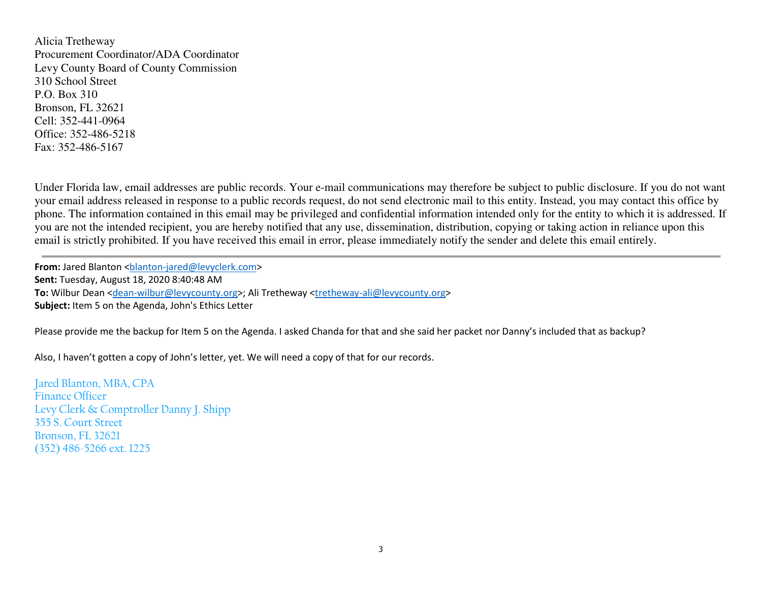Alicia Tretheway
Procurement Coordinator/ADA Coordinator
Levy County Board of County Commission
310 School Street
P.O. Box 310
Bronson, FL 32621
Cell: 352-441-0964
Office: 352-486-5218
Fax: 352-486-5167

Under Florida law, email addresses are public records. Your e-mail communications may therefore be subject to public disclosure. If you do not want your email address released in response to a public records request, do not send electronic mail to this entity. Instead, you may contact this office by phone. The information contained in this email may be privileged and confidential information intended only for the entity to which it is addressed. If you are not the intended recipient, you are hereby notified that any use, dissemination, distribution, copying or taking action in reliance upon this email is strictly prohibited. If you have received this email in error, please immediately notify the sender and delete this email entirely.

---

**From:** Jared Blanton <blanton-jared@levyclerk.com>
**Sent:** Tuesday, August 18, 2020 8:40:48 AM
**To:** Wilbur Dean <dean-wilbur@levycounty.org>; Ali Tretheway <tretheway-ali@levycounty.org>
**Subject:** Item 5 on the Agenda, John's Ethics Letter

Please provide me the backup for Item 5 on the Agenda. I asked Chanda for that and she said her packet nor Danny's included that as backup?

Also, I haven't gotten a copy of John's letter, yet. We will need a copy of that for our records.

Jared Blanton, MBA, CPA
Finance Officer
Levy Clerk & Comptroller Danny J. Shipp
355 S. Court Street
Bronson, FL 32621
(352) 486-5266 ext. 1225